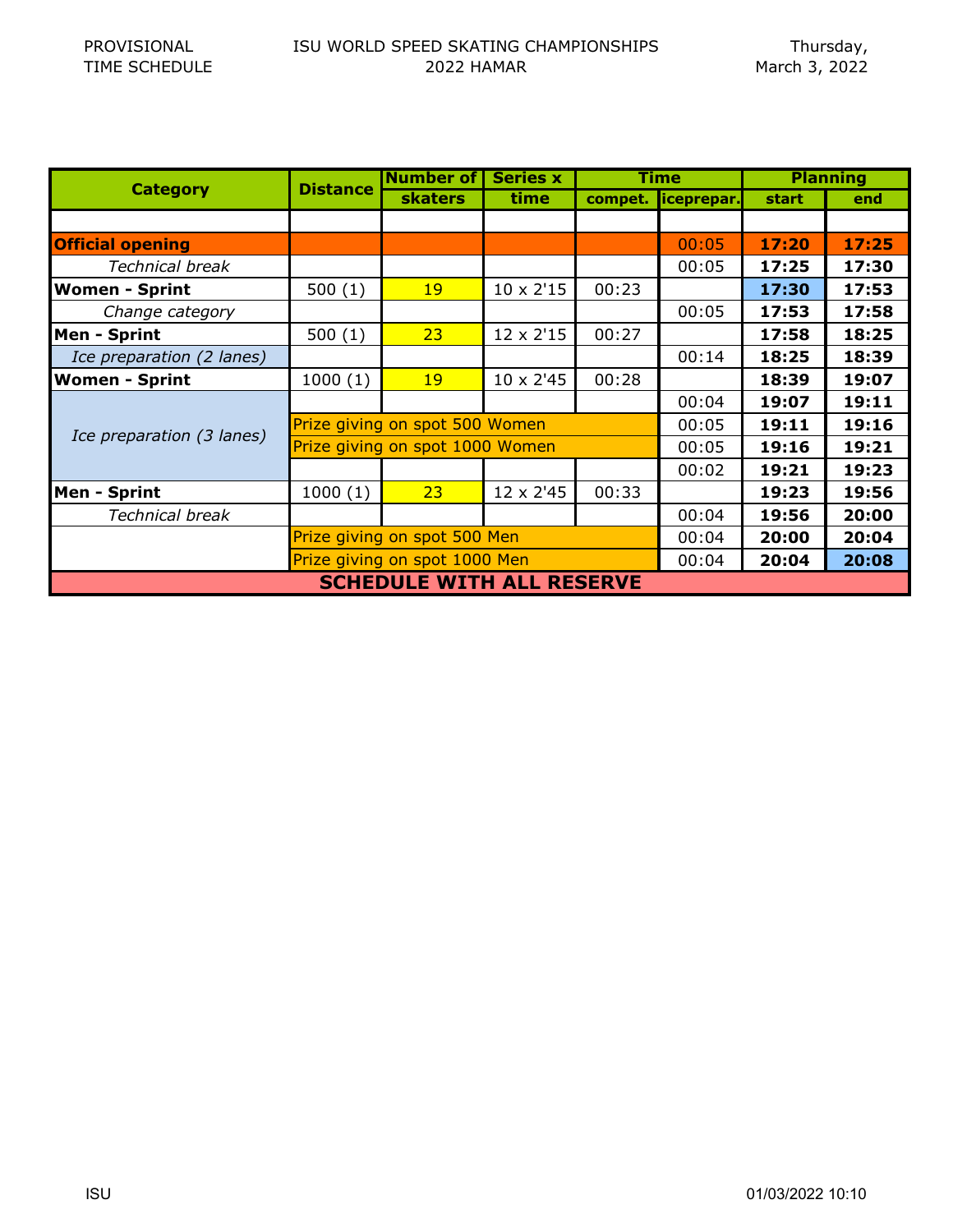PROVISIONAL TIME SCHEDULE

# ISU WORLD SPEED SKATING CHAMPIONSHIPS 2022 HAMAR

Thursday, March 3, 2022

| Category | Distance | Number of skaters | Series x time | Time compet. | Time iceprepar. | Planning start | Planning end |
|---|---|---|---|---|---|---|---|
| | | | | | | | |
| **Official opening** | | | | | 00:05 | **17:20** | **17:25** |
| *Technical break* | | | | | 00:05 | **17:25** | **17:30** |
| **Women - Sprint** | 500 (1) | 19 | 10 x 2'15 | 00:23 | | **17:30** | **17:53** |
| *Change category* | | | | | 00:05 | **17:53** | **17:58** |
| **Men - Sprint** | 500 (1) | 23 | 12 x 2'15 | 00:27 | | **17:58** | **18:25** |
| *Ice preparation (2 lanes)* | | | | | 00:14 | **18:25** | **18:39** |
| **Women - Sprint** | 1000 (1) | 19 | 10 x 2'45 | 00:28 | | **18:39** | **19:07** |
| *Ice preparation (3 lanes)* | | | | | 00:04 | **19:07** | **19:11** |
| | Prize giving on spot 500 Women | | | | 00:05 | **19:11** | **19:16** |
| | Prize giving on spot 1000 Women | | | | 00:05 | **19:16** | **19:21** |
| | | | | | 00:02 | **19:21** | **19:23** |
| **Men - Sprint** | 1000 (1) | 23 | 12 x 2'45 | 00:33 | | **19:23** | **19:56** |
| *Technical break* | | | | | 00:04 | **19:56** | **20:00** |
| | Prize giving on spot 500 Men | | | | 00:04 | **20:00** | **20:04** |
| | Prize giving on spot 1000 Men | | | | 00:04 | **20:04** | **20:08** |

**SCHEDULE WITH ALL RESERVE**

ISU

01/03/2022 10:10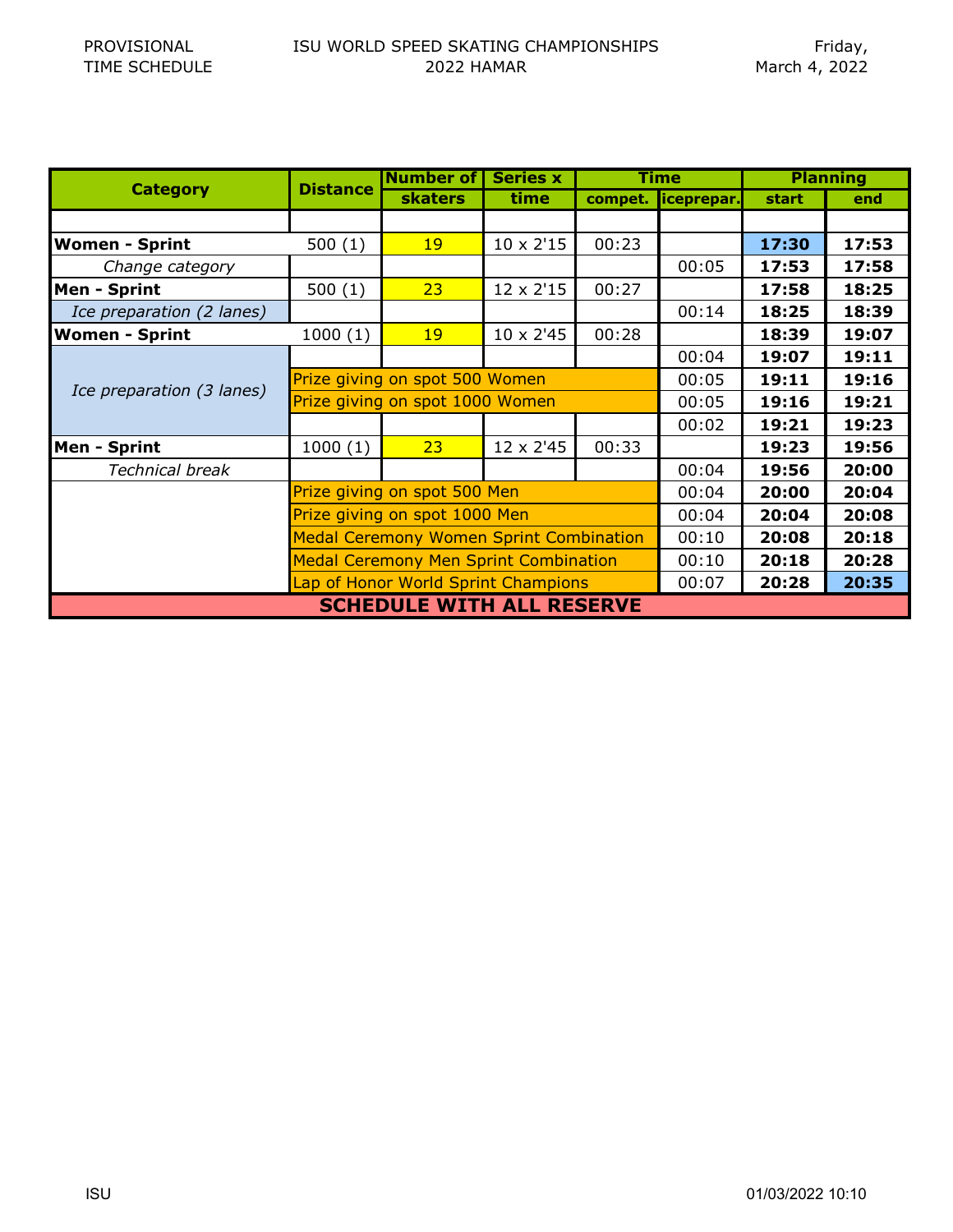PROVISIONAL TIME SCHEDULE

ISU WORLD SPEED SKATING CHAMPIONSHIPS 2022 HAMAR

Friday, March 4, 2022

| Category | Distance | Number of skaters | Series x time | Time compet. | Time iceprepar. | Planning start | Planning end |
|---|---|---|---|---|---|---|---|
| | | | | | | | |
| **Women - Sprint** | 500 (1) | 19 | 10 x 2'15 | 00:23 | | **17:30** | **17:53** |
| *Change category* | | | | | 00:05 | **17:53** | **17:58** |
| **Men - Sprint** | 500 (1) | 23 | 12 x 2'15 | 00:27 | | **17:58** | **18:25** |
| *Ice preparation (2 lanes)* | | | | | 00:14 | **18:25** | **18:39** |
| **Women - Sprint** | 1000 (1) | 19 | 10 x 2'45 | 00:28 | | **18:39** | **19:07** |
| *Ice preparation (3 lanes)* | | | | | 00:04 | **19:07** | **19:11** |
| | Prize giving on spot 500 Women | | | | 00:05 | **19:11** | **19:16** |
| | Prize giving on spot 1000 Women | | | | 00:05 | **19:16** | **19:21** |
| | | | | | 00:02 | **19:21** | **19:23** |
| **Men - Sprint** | 1000 (1) | 23 | 12 x 2'45 | 00:33 | | **19:23** | **19:56** |
| *Technical break* | | | | | 00:04 | **19:56** | **20:00** |
| | Prize giving on spot 500 Men | | | | 00:04 | **20:00** | **20:04** |
| | Prize giving on spot 1000 Men | | | | 00:04 | **20:04** | **20:08** |
| | Medal Ceremony Women Sprint Combination | | | | 00:10 | **20:08** | **20:18** |
| | Medal Ceremony Men Sprint Combination | | | | 00:10 | **20:18** | **20:28** |
| | Lap of Honor World Sprint Champions | | | | 00:07 | **20:28** | **20:35** |

**SCHEDULE WITH ALL RESERVE**

ISU 01/03/2022 10:10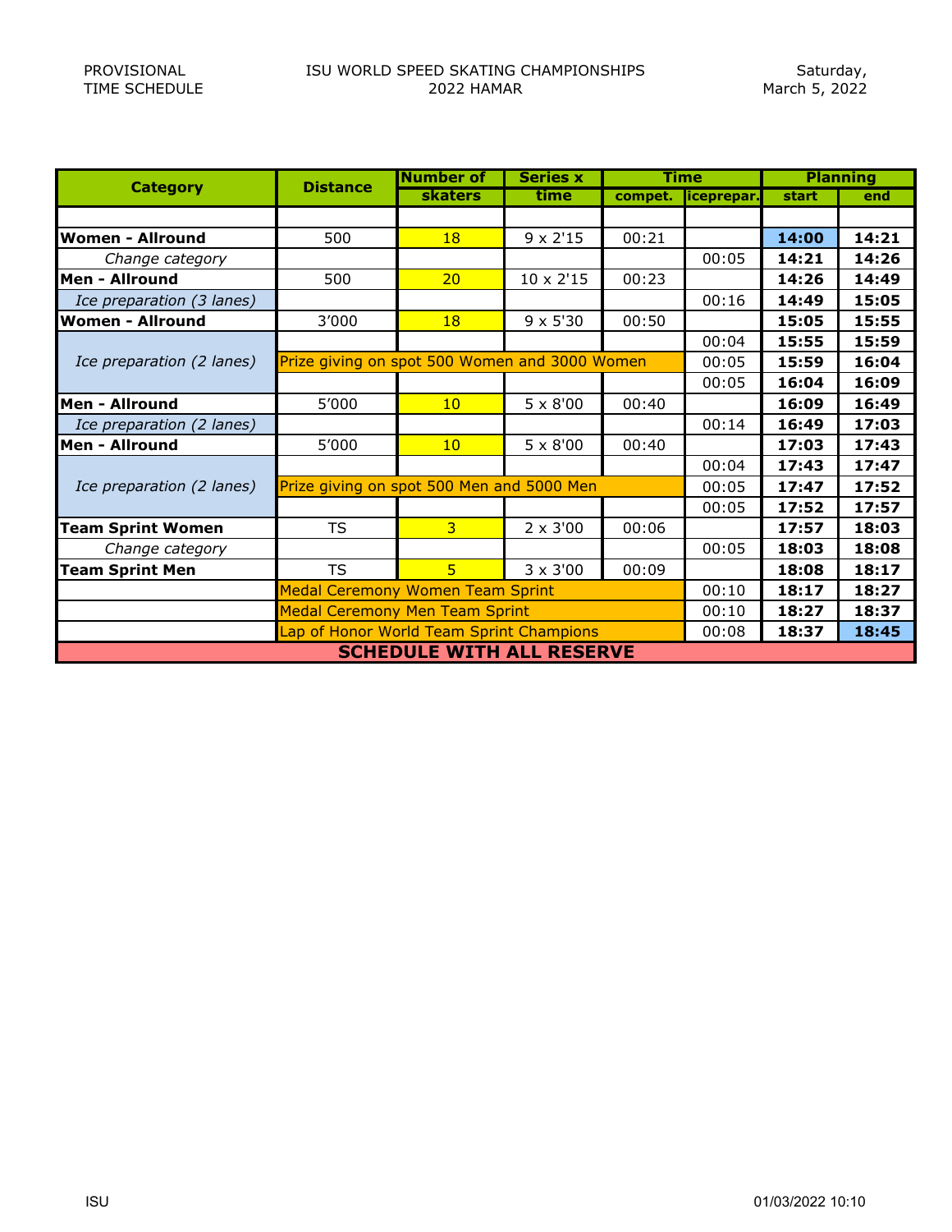PROVISIONAL TIME SCHEDULE

ISU WORLD SPEED SKATING CHAMPIONSHIPS 2022 HAMAR

Saturday, March 5, 2022

| Category | Distance | Number of skaters | Series x time | Time | | Planning | |
|---|---|---|---|---|---|---|---|
| | | | | compet. | iceprepar. | start | end |
| | | | | | | | |
| **Women - Allround** | 500 | 18 | 9 x 2'15 | 00:21 | | **14:00** | **14:21** |
| *Change category* | | | | | 00:05 | **14:21** | **14:26** |
| **Men - Allround** | 500 | 20 | 10 x 2'15 | 00:23 | | **14:26** | **14:49** |
| *Ice preparation (3 lanes)* | | | | | 00:16 | **14:49** | **15:05** |
| **Women - Allround** | 3'000 | 18 | 9 x 5'30 | 00:50 | | **15:05** | **15:55** |
| *Ice preparation (2 lanes)* | | | | | 00:04 | **15:55** | **15:59** |
| | Prize giving on spot 500 Women and 3000 Women | | | | 00:05 | **15:59** | **16:04** |
| | | | | | 00:05 | **16:04** | **16:09** |
| **Men - Allround** | 5'000 | 10 | 5 x 8'00 | 00:40 | | **16:09** | **16:49** |
| *Ice preparation (2 lanes)* | | | | | 00:14 | **16:49** | **17:03** |
| **Men - Allround** | 5'000 | 10 | 5 x 8'00 | 00:40 | | **17:03** | **17:43** |
| *Ice preparation (2 lanes)* | | | | | 00:04 | **17:43** | **17:47** |
| | Prize giving on spot 500 Men and 5000 Men | | | | 00:05 | **17:47** | **17:52** |
| | | | | | 00:05 | **17:52** | **17:57** |
| **Team Sprint Women** | TS | 3 | 2 x 3'00 | 00:06 | | **17:57** | **18:03** |
| *Change category* | | | | | 00:05 | **18:03** | **18:08** |
| **Team Sprint Men** | TS | 5 | 3 x 3'00 | 00:09 | | **18:08** | **18:17** |
| | Medal Ceremony Women Team Sprint | | | | 00:10 | **18:17** | **18:27** |
| | Medal Ceremony Men Team Sprint | | | | 00:10 | **18:27** | **18:37** |
| | Lap of Honor World Team Sprint Champions | | | | 00:08 | **18:37** | **18:45** |

**SCHEDULE WITH ALL RESERVE**

ISU 01/03/2022 10:10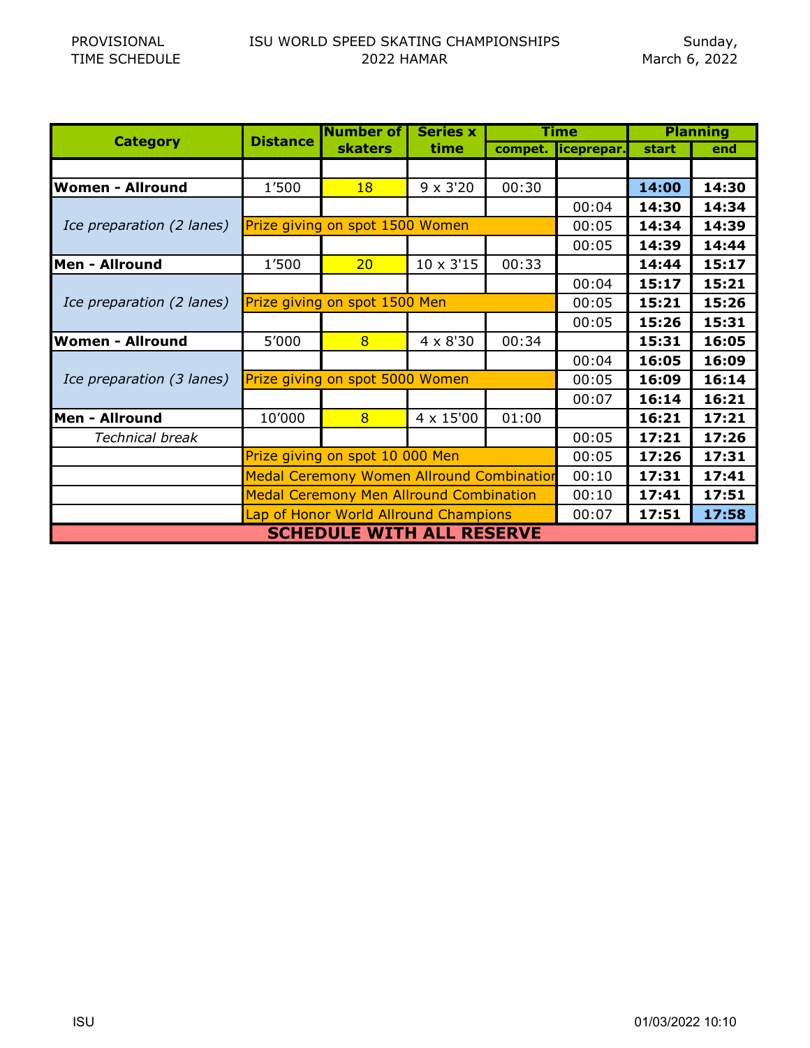PROVISIONAL TIME SCHEDULE

ISU WORLD SPEED SKATING CHAMPIONSHIPS 2022 HAMAR

Sunday, March 6, 2022

| Category | Distance | Number of skaters | Series x time | Time | | Planning | |
|---|---|---|---|---|---|---|---|
| | | | | compet. | iceprepar. | start | end |
| | | | | | | | |
| **Women - Allround** | 1'500 | 18 | 9 x 3'20 | 00:30 | | **14:00** | **14:30** |
| *Ice preparation (2 lanes)* | | | | | 00:04 | **14:30** | **14:34** |
| | Prize giving on spot 1500 Women | | | | 00:05 | **14:34** | **14:39** |
| | | | | | 00:05 | **14:39** | **14:44** |
| **Men - Allround** | 1'500 | 20 | 10 x 3'15 | 00:33 | | **14:44** | **15:17** |
| *Ice preparation (2 lanes)* | | | | | 00:04 | **15:17** | **15:21** |
| | Prize giving on spot 1500 Men | | | | 00:05 | **15:21** | **15:26** |
| | | | | | 00:05 | **15:26** | **15:31** |
| **Women - Allround** | 5'000 | 8 | 4 x 8'30 | 00:34 | | **15:31** | **16:05** |
| *Ice preparation (3 lanes)* | | | | | 00:04 | **16:05** | **16:09** |
| | Prize giving on spot 5000 Women | | | | 00:05 | **16:09** | **16:14** |
| | | | | | 00:07 | **16:14** | **16:21** |
| **Men - Allround** | 10'000 | 8 | 4 x 15'00 | 01:00 | | **16:21** | **17:21** |
| *Technical break* | | | | | 00:05 | **17:21** | **17:26** |
| | Prize giving on spot 10 000 Men | | | | 00:05 | **17:26** | **17:31** |
| | Medal Ceremony Women Allround Combination | | | | 00:10 | **17:31** | **17:41** |
| | Medal Ceremony Men Allround Combination | | | | 00:10 | **17:41** | **17:51** |
| | Lap of Honor World Allround Champions | | | | 00:07 | **17:51** | **17:58** |
| **SCHEDULE WITH ALL RESERVE** | | | | | | | |

ISU

01/03/2022 10:10